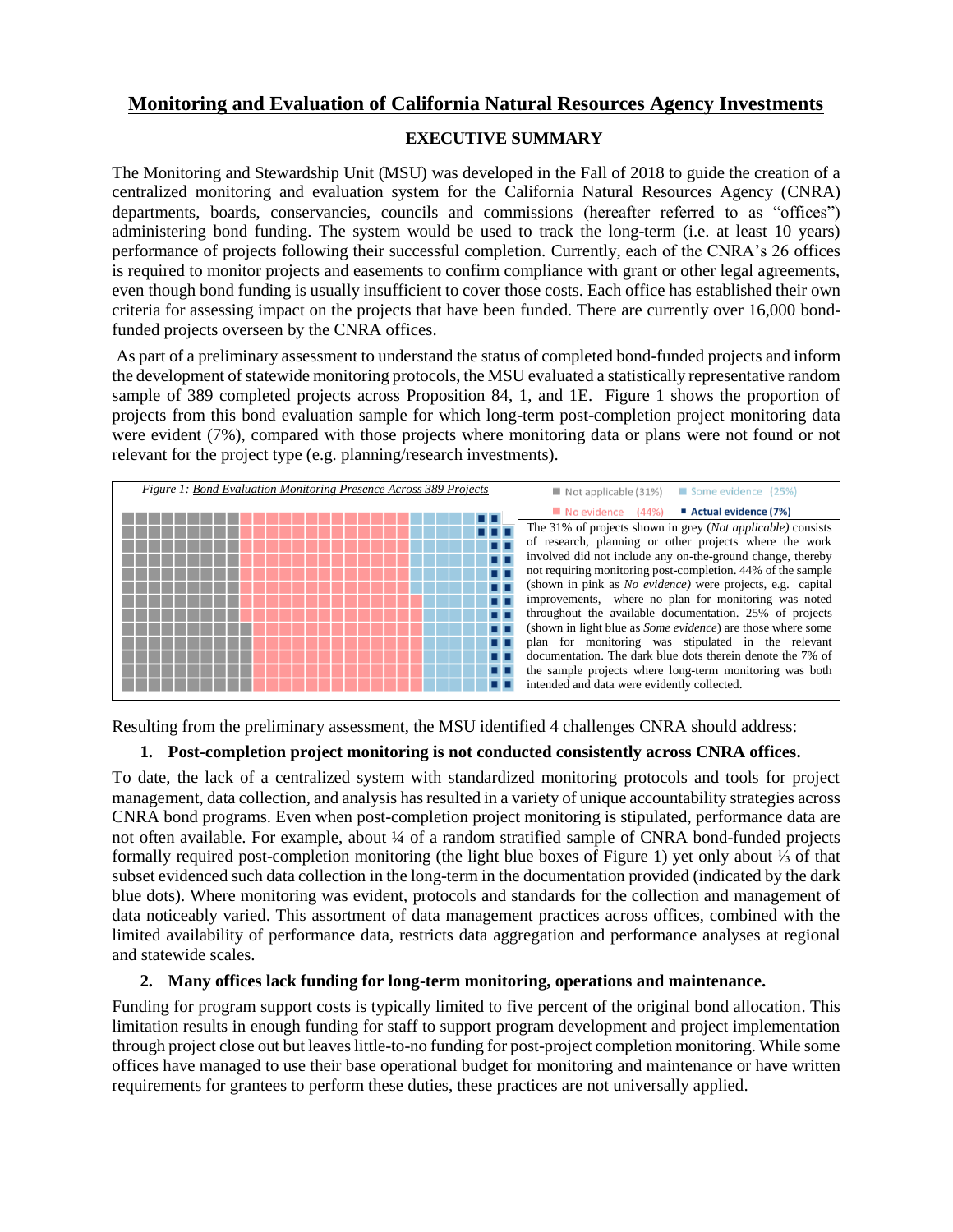# Monitoring and Evaluation of California Natural Resources Agency Investments

## EXECUTIVE SUMMARY

The Monitoring and Stewardship Unit (MSU) was developed in the Fall of 2018 to guide the creation of a centralized monitoring and evaluation system for the California Natural Resources Agency (CNRA) departments, boards, conservancies, councils and commissions (hereafter referred to as "offices") administering bond funding. The system would be used to track the long-term (i.e. at least 10 years) performance of projects following their successful completion. Currently, each of the CNRA's 26 offices is required to monitor projects and easements to confirm compliance with grant or other legal agreements, even though bond funding is usually insufficient to cover those costs. Each office has established their own criteria for assessing impact on the projects that have been funded. There are currently over 16,000 bond-funded projects overseen by the CNRA offices.

As part of a preliminary assessment to understand the status of completed bond-funded projects and inform the development of statewide monitoring protocols, the MSU evaluated a statistically representative random sample of 389 completed projects across Proposition 84, 1, and 1E. Figure 1 shows the proportion of projects from this bond evaluation sample for which long-term post-completion project monitoring data were evident (7%), compared with those projects where monitoring data or plans were not found or not relevant for the project type (e.g. planning/research investments).

*Figure 1: Bond Evaluation Monitoring Presence Across 389 Projects*

Not applicable (31%) | Some evidence (25%) | No evidence (44%) | Actual evidence (7%)

The 31% of projects shown in grey (*Not applicable*) consists of research, planning or other projects where the work involved did not include any on-the-ground change, thereby not requiring monitoring post-completion. 44% of the sample (shown in pink as *No evidence)* were projects, e.g. capital improvements, where no plan for monitoring was noted throughout the available documentation. 25% of projects (shown in light blue as *Some evidence*) are those where some plan for monitoring was stipulated in the relevant documentation. The dark blue dots therein denote the 7% of the sample projects where long-term monitoring was both intended and data were evidently collected.

Resulting from the preliminary assessment, the MSU identified 4 challenges CNRA should address:

### 1. Post-completion project monitoring is not conducted consistently across CNRA offices.

To date, the lack of a centralized system with standardized monitoring protocols and tools for project management, data collection, and analysis has resulted in a variety of unique accountability strategies across CNRA bond programs. Even when post-completion project monitoring is stipulated, performance data are not often available. For example, about ¼ of a random stratified sample of CNRA bond-funded projects formally required post-completion monitoring (the light blue boxes of Figure 1) yet only about ⅓ of that subset evidenced such data collection in the long-term in the documentation provided (indicated by the dark blue dots). Where monitoring was evident, protocols and standards for the collection and management of data noticeably varied. This assortment of data management practices across offices, combined with the limited availability of performance data, restricts data aggregation and performance analyses at regional and statewide scales.

### 2. Many offices lack funding for long-term monitoring, operations and maintenance.

Funding for program support costs is typically limited to five percent of the original bond allocation. This limitation results in enough funding for staff to support program development and project implementation through project close out but leaves little-to-no funding for post-project completion monitoring. While some offices have managed to use their base operational budget for monitoring and maintenance or have written requirements for grantees to perform these duties, these practices are not universally applied.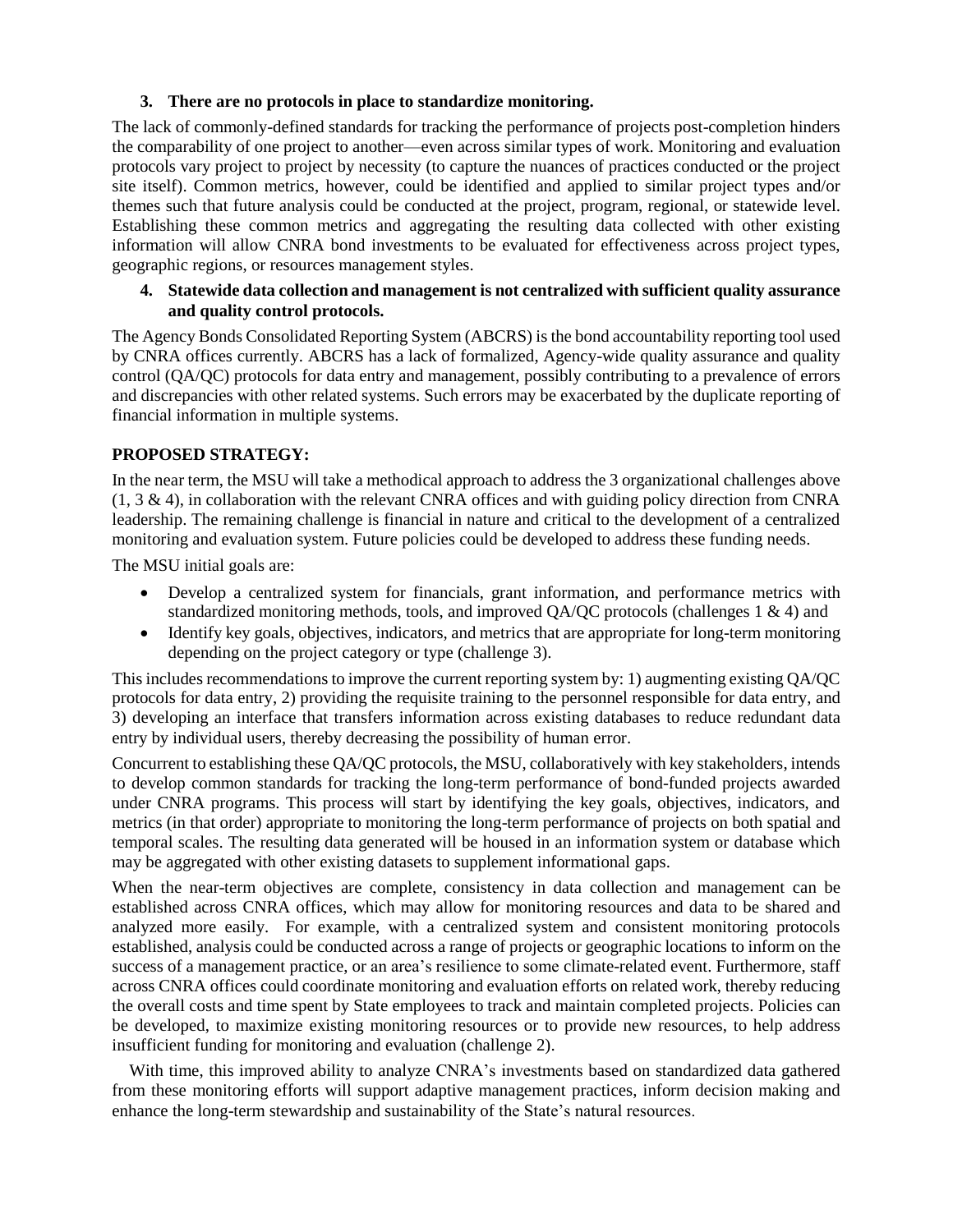**3. There are no protocols in place to standardize monitoring.**

The lack of commonly-defined standards for tracking the performance of projects post-completion hinders the comparability of one project to another—even across similar types of work. Monitoring and evaluation protocols vary project to project by necessity (to capture the nuances of practices conducted or the project site itself). Common metrics, however, could be identified and applied to similar project types and/or themes such that future analysis could be conducted at the project, program, regional, or statewide level. Establishing these common metrics and aggregating the resulting data collected with other existing information will allow CNRA bond investments to be evaluated for effectiveness across project types, geographic regions, or resources management styles.

**4. Statewide data collection and management is not centralized with sufficient quality assurance and quality control protocols.**

The Agency Bonds Consolidated Reporting System (ABCRS) is the bond accountability reporting tool used by CNRA offices currently. ABCRS has a lack of formalized, Agency-wide quality assurance and quality control (QA/QC) protocols for data entry and management, possibly contributing to a prevalence of errors and discrepancies with other related systems. Such errors may be exacerbated by the duplicate reporting of financial information in multiple systems.

**PROPOSED STRATEGY:**

In the near term, the MSU will take a methodical approach to address the 3 organizational challenges above (1, 3 & 4), in collaboration with the relevant CNRA offices and with guiding policy direction from CNRA leadership. The remaining challenge is financial in nature and critical to the development of a centralized monitoring and evaluation system. Future policies could be developed to address these funding needs.

The MSU initial goals are:

- Develop a centralized system for financials, grant information, and performance metrics with standardized monitoring methods, tools, and improved QA/QC protocols (challenges 1 & 4) and
- Identify key goals, objectives, indicators, and metrics that are appropriate for long-term monitoring depending on the project category or type (challenge 3).

This includes recommendations to improve the current reporting system by: 1) augmenting existing QA/QC protocols for data entry, 2) providing the requisite training to the personnel responsible for data entry, and 3) developing an interface that transfers information across existing databases to reduce redundant data entry by individual users, thereby decreasing the possibility of human error.

Concurrent to establishing these QA/QC protocols, the MSU, collaboratively with key stakeholders, intends to develop common standards for tracking the long-term performance of bond-funded projects awarded under CNRA programs. This process will start by identifying the key goals, objectives, indicators, and metrics (in that order) appropriate to monitoring the long-term performance of projects on both spatial and temporal scales. The resulting data generated will be housed in an information system or database which may be aggregated with other existing datasets to supplement informational gaps.

When the near-term objectives are complete, consistency in data collection and management can be established across CNRA offices, which may allow for monitoring resources and data to be shared and analyzed more easily. For example, with a centralized system and consistent monitoring protocols established, analysis could be conducted across a range of projects or geographic locations to inform on the success of a management practice, or an area's resilience to some climate-related event. Furthermore, staff across CNRA offices could coordinate monitoring and evaluation efforts on related work, thereby reducing the overall costs and time spent by State employees to track and maintain completed projects. Policies can be developed, to maximize existing monitoring resources or to provide new resources, to help address insufficient funding for monitoring and evaluation (challenge 2).

With time, this improved ability to analyze CNRA's investments based on standardized data gathered from these monitoring efforts will support adaptive management practices, inform decision making and enhance the long-term stewardship and sustainability of the State's natural resources.